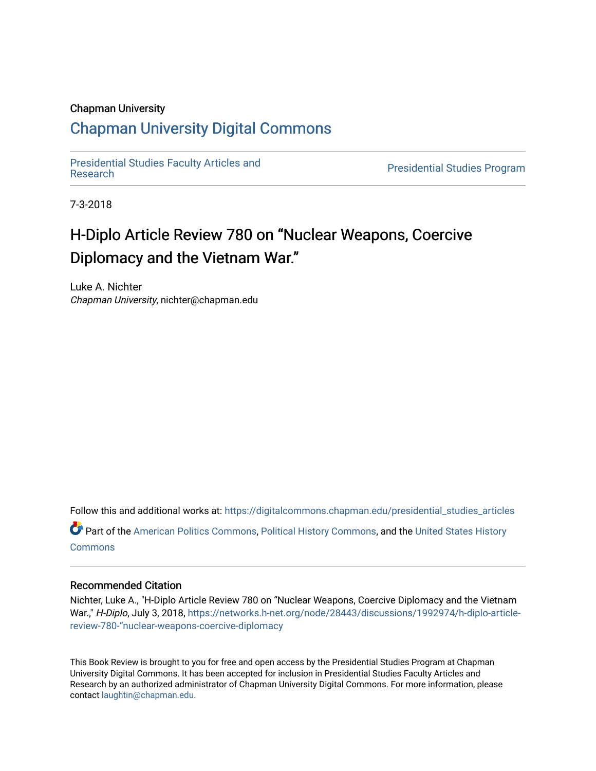Chapman University

# Chapman University Digital Commons

Presidential Studies Faculty Articles and Research | Presidential Studies Program

7-3-2018

# H-Diplo Article Review 780 on "Nuclear Weapons, Coercive Diplomacy and the Vietnam War."

Luke A. Nichter
*Chapman University*, nichter@chapman.edu

Follow this and additional works at: https://digitalcommons.chapman.edu/presidential_studies_articles

Part of the American Politics Commons, Political History Commons, and the United States History Commons

## Recommended Citation

Nichter, Luke A., "H-Diplo Article Review 780 on "Nuclear Weapons, Coercive Diplomacy and the Vietnam War."," *H-Diplo*, July 3, 2018, https://networks.h-net.org/node/28443/discussions/1992974/h-diplo-article-review-780-"nuclear-weapons-coercive-diplomacy

This Book Review is brought to you for free and open access by the Presidential Studies Program at Chapman University Digital Commons. It has been accepted for inclusion in Presidential Studies Faculty Articles and Research by an authorized administrator of Chapman University Digital Commons. For more information, please contact laughtin@chapman.edu.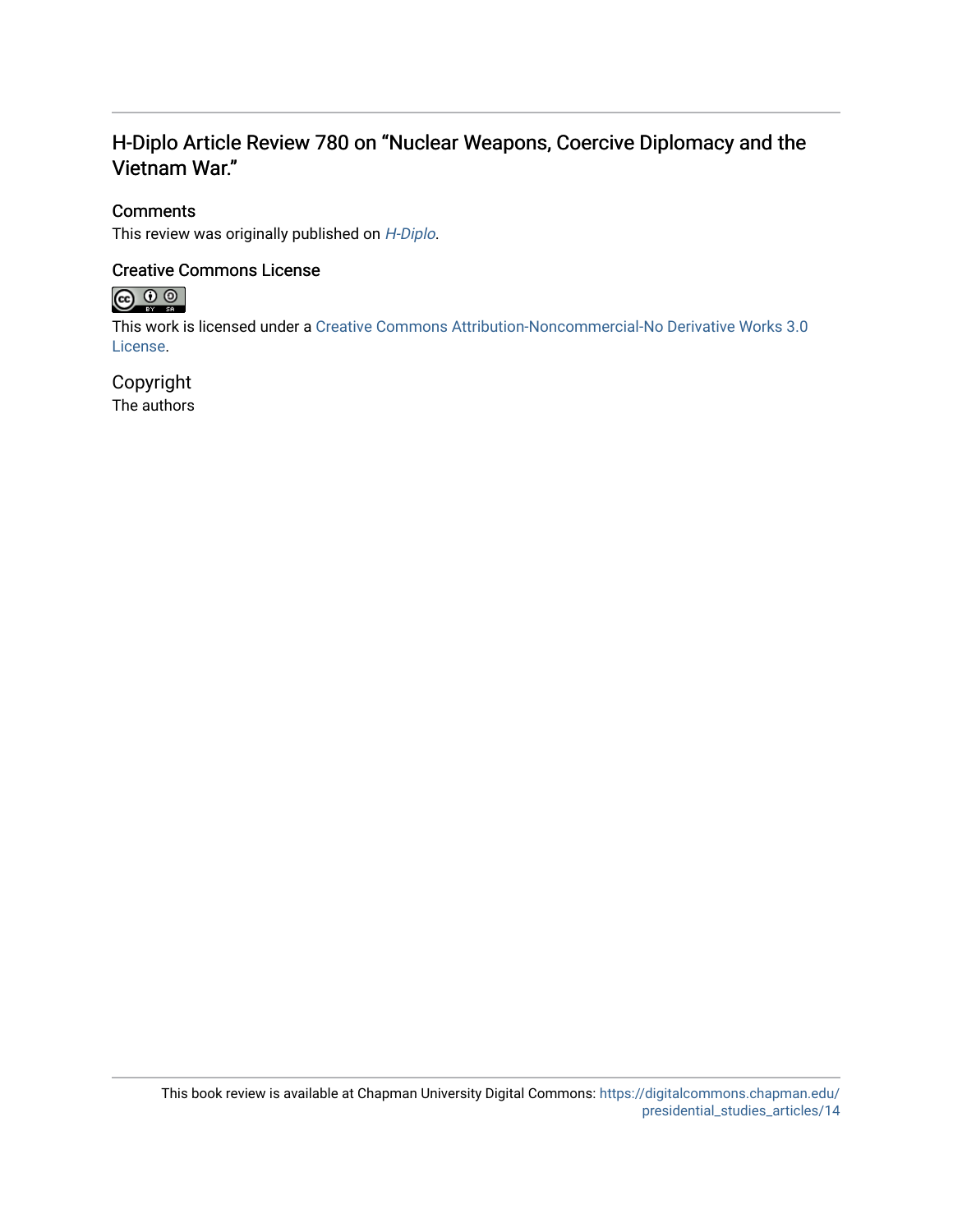## H-Diplo Article Review 780 on "Nuclear Weapons, Coercive Diplomacy and the Vietnam War."

### Comments

This review was originally published on *H-Diplo*.

### Creative Commons License

This work is licensed under a Creative Commons Attribution-Noncommercial-No Derivative Works 3.0 License.

### Copyright

The authors

This book review is available at Chapman University Digital Commons: https://digitalcommons.chapman.edu/presidential_studies_articles/14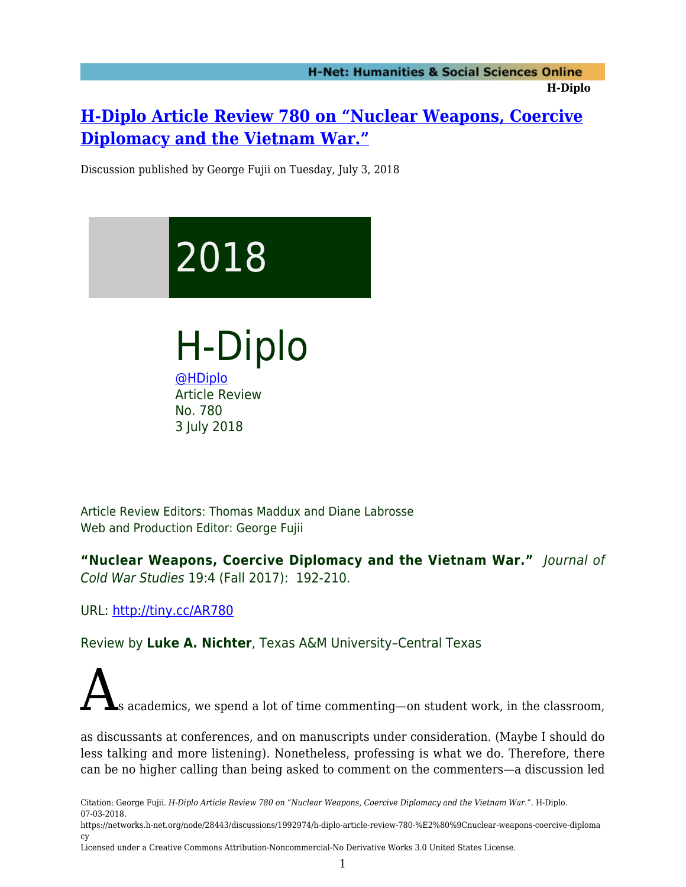# [H-Diplo Article Review 780 on "Nuclear Weapons, Coercive Diplomacy and the Vietnam War."](https://networks.h-net.org/node/28443/discussions/1992974/h-diplo-article-review-780-%E2%80%9Cnuclear-weapons-coercive-diplomacy)

Discussion published by George Fujii on Tuesday, July 3, 2018

2018

H-Diplo

[@HDiplo](https://twitter.com/HDiplo)
Article Review
No. 780
3 July 2018

Article Review Editors: Thomas Maddux and Diane Labrosse
Web and Production Editor: George Fujii

**"Nuclear Weapons, Coercive Diplomacy and the Vietnam War."** *Journal of Cold War Studies* 19:4 (Fall 2017): 192-210.

URL: [http://tiny.cc/AR780](http://tiny.cc/AR780)

Review by **Luke A. Nichter**, Texas A&M University–Central Texas

As academics, we spend a lot of time commenting—on student work, in the classroom, as discussants at conferences, and on manuscripts under consideration. (Maybe I should do less talking and more listening). Nonetheless, professing is what we do. Therefore, there can be no higher calling than being asked to comment on the commenters—a discussion led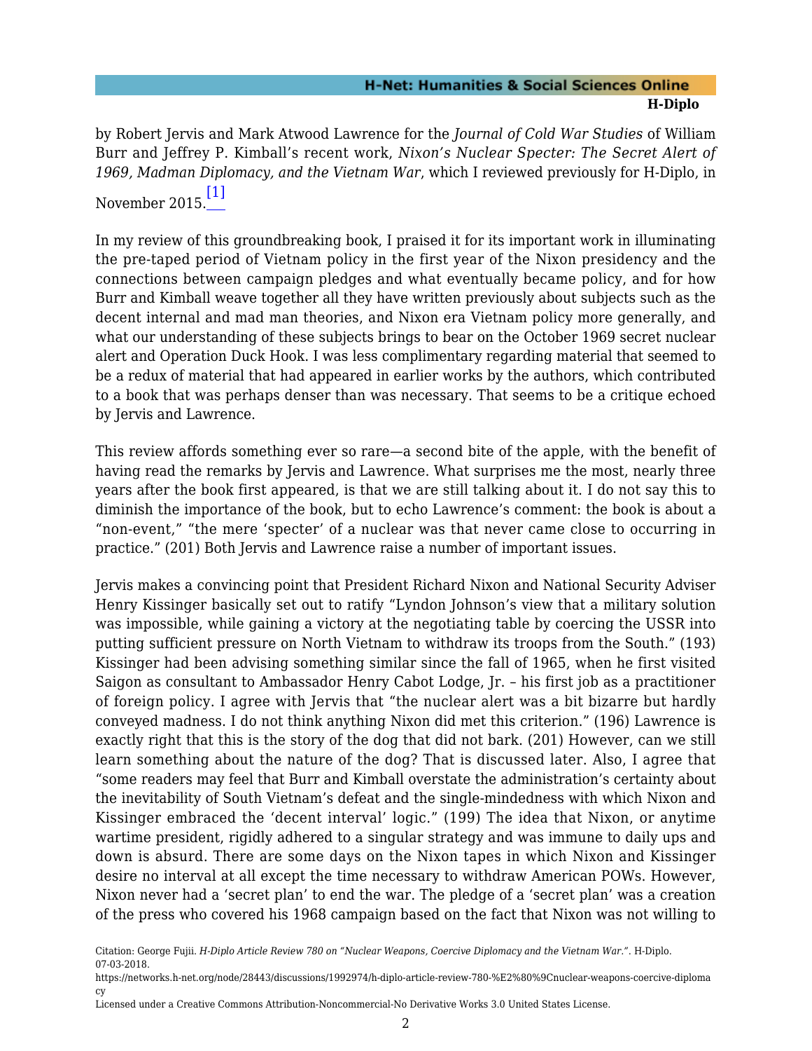by Robert Jervis and Mark Atwood Lawrence for the *Journal of Cold War Studies* of William Burr and Jeffrey P. Kimball's recent work, *Nixon's Nuclear Specter: The Secret Alert of 1969, Madman Diplomacy, and the Vietnam War*, which I reviewed previously for H-Diplo, in November 2015.[1]

In my review of this groundbreaking book, I praised it for its important work in illuminating the pre-taped period of Vietnam policy in the first year of the Nixon presidency and the connections between campaign pledges and what eventually became policy, and for how Burr and Kimball weave together all they have written previously about subjects such as the decent internal and mad man theories, and Nixon era Vietnam policy more generally, and what our understanding of these subjects brings to bear on the October 1969 secret nuclear alert and Operation Duck Hook. I was less complimentary regarding material that seemed to be a redux of material that had appeared in earlier works by the authors, which contributed to a book that was perhaps denser than was necessary. That seems to be a critique echoed by Jervis and Lawrence.

This review affords something ever so rare—a second bite of the apple, with the benefit of having read the remarks by Jervis and Lawrence. What surprises me the most, nearly three years after the book first appeared, is that we are still talking about it. I do not say this to diminish the importance of the book, but to echo Lawrence's comment: the book is about a "non-event," "the mere 'specter' of a nuclear was that never came close to occurring in practice." (201) Both Jervis and Lawrence raise a number of important issues.

Jervis makes a convincing point that President Richard Nixon and National Security Adviser Henry Kissinger basically set out to ratify "Lyndon Johnson's view that a military solution was impossible, while gaining a victory at the negotiating table by coercing the USSR into putting sufficient pressure on North Vietnam to withdraw its troops from the South." (193) Kissinger had been advising something similar since the fall of 1965, when he first visited Saigon as consultant to Ambassador Henry Cabot Lodge, Jr. – his first job as a practitioner of foreign policy. I agree with Jervis that "the nuclear alert was a bit bizarre but hardly conveyed madness. I do not think anything Nixon did met this criterion." (196) Lawrence is exactly right that this is the story of the dog that did not bark. (201) However, can we still learn something about the nature of the dog? That is discussed later. Also, I agree that "some readers may feel that Burr and Kimball overstate the administration's certainty about the inevitability of South Vietnam's defeat and the single-mindedness with which Nixon and Kissinger embraced the 'decent interval' logic." (199) The idea that Nixon, or anytime wartime president, rigidly adhered to a singular strategy and was immune to daily ups and down is absurd. There are some days on the Nixon tapes in which Nixon and Kissinger desire no interval at all except the time necessary to withdraw American POWs. However, Nixon never had a 'secret plan' to end the war. The pledge of a 'secret plan' was a creation of the press who covered his 1968 campaign based on the fact that Nixon was not willing to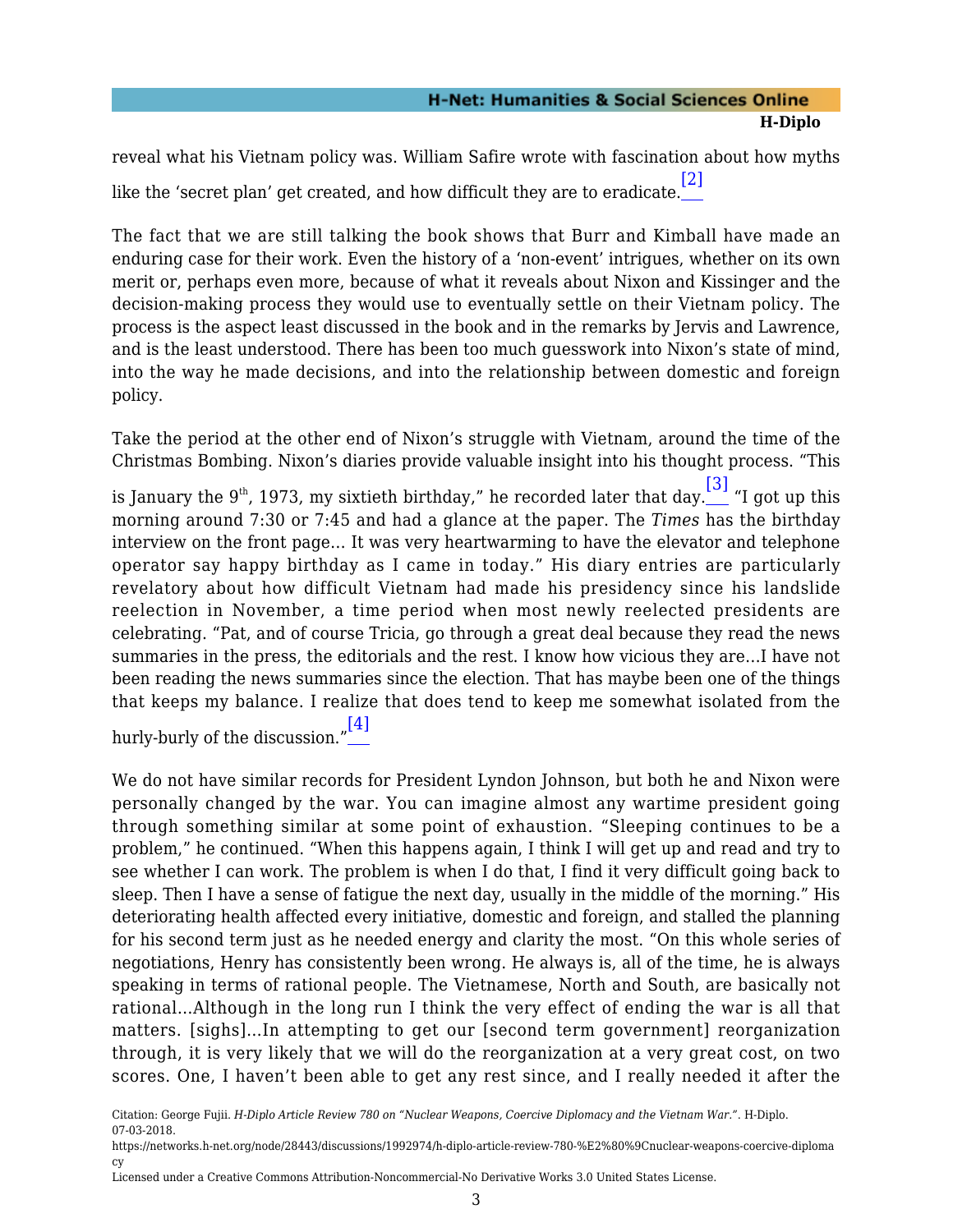reveal what his Vietnam policy was. William Safire wrote with fascination about how myths like the 'secret plan' get created, and how difficult they are to eradicate.[2]

The fact that we are still talking the book shows that Burr and Kimball have made an enduring case for their work. Even the history of a 'non-event' intrigues, whether on its own merit or, perhaps even more, because of what it reveals about Nixon and Kissinger and the decision-making process they would use to eventually settle on their Vietnam policy. The process is the aspect least discussed in the book and in the remarks by Jervis and Lawrence, and is the least understood. There has been too much guesswork into Nixon's state of mind, into the way he made decisions, and into the relationship between domestic and foreign policy.

Take the period at the other end of Nixon's struggle with Vietnam, around the time of the Christmas Bombing. Nixon's diaries provide valuable insight into his thought process. "This is January the 9th, 1973, my sixtieth birthday," he recorded later that day.[3] "I got up this morning around 7:30 or 7:45 and had a glance at the paper. The *Times* has the birthday interview on the front page… It was very heartwarming to have the elevator and telephone operator say happy birthday as I came in today." His diary entries are particularly revelatory about how difficult Vietnam had made his presidency since his landslide reelection in November, a time period when most newly reelected presidents are celebrating. "Pat, and of course Tricia, go through a great deal because they read the news summaries in the press, the editorials and the rest. I know how vicious they are…I have not been reading the news summaries since the election. That has maybe been one of the things that keeps my balance. I realize that does tend to keep me somewhat isolated from the hurly-burly of the discussion."[4]

We do not have similar records for President Lyndon Johnson, but both he and Nixon were personally changed by the war. You can imagine almost any wartime president going through something similar at some point of exhaustion. "Sleeping continues to be a problem," he continued. "When this happens again, I think I will get up and read and try to see whether I can work. The problem is when I do that, I find it very difficult going back to sleep. Then I have a sense of fatigue the next day, usually in the middle of the morning." His deteriorating health affected every initiative, domestic and foreign, and stalled the planning for his second term just as he needed energy and clarity the most. "On this whole series of negotiations, Henry has consistently been wrong. He always is, all of the time, he is always speaking in terms of rational people. The Vietnamese, North and South, are basically not rational…Although in the long run I think the very effect of ending the war is all that matters. [sighs]…In attempting to get our [second term government] reorganization through, it is very likely that we will do the reorganization at a very great cost, on two scores. One, I haven't been able to get any rest since, and I really needed it after the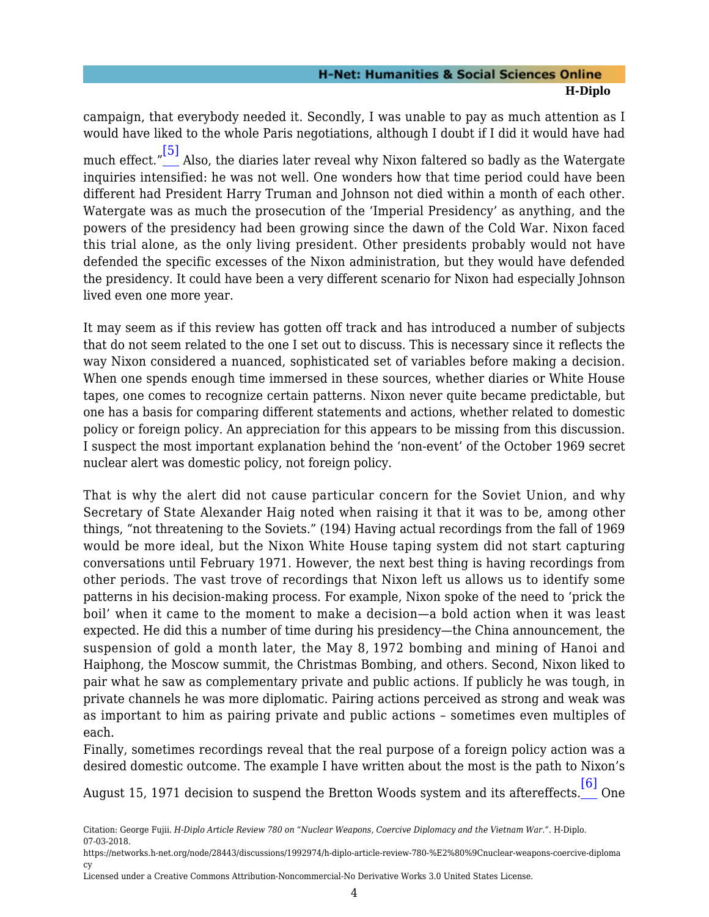campaign, that everybody needed it. Secondly, I was unable to pay as much attention as I would have liked to the whole Paris negotiations, although I doubt if I did it would have had much effect."[5] Also, the diaries later reveal why Nixon faltered so badly as the Watergate inquiries intensified: he was not well. One wonders how that time period could have been different had President Harry Truman and Johnson not died within a month of each other. Watergate was as much the prosecution of the 'Imperial Presidency' as anything, and the powers of the presidency had been growing since the dawn of the Cold War. Nixon faced this trial alone, as the only living president. Other presidents probably would not have defended the specific excesses of the Nixon administration, but they would have defended the presidency. It could have been a very different scenario for Nixon had especially Johnson lived even one more year.

It may seem as if this review has gotten off track and has introduced a number of subjects that do not seem related to the one I set out to discuss. This is necessary since it reflects the way Nixon considered a nuanced, sophisticated set of variables before making a decision. When one spends enough time immersed in these sources, whether diaries or White House tapes, one comes to recognize certain patterns. Nixon never quite became predictable, but one has a basis for comparing different statements and actions, whether related to domestic policy or foreign policy. An appreciation for this appears to be missing from this discussion. I suspect the most important explanation behind the 'non-event' of the October 1969 secret nuclear alert was domestic policy, not foreign policy.

That is why the alert did not cause particular concern for the Soviet Union, and why Secretary of State Alexander Haig noted when raising it that it was to be, among other things, "not threatening to the Soviets." (194) Having actual recordings from the fall of 1969 would be more ideal, but the Nixon White House taping system did not start capturing conversations until February 1971. However, the next best thing is having recordings from other periods. The vast trove of recordings that Nixon left us allows us to identify some patterns in his decision-making process. For example, Nixon spoke of the need to 'prick the boil' when it came to the moment to make a decision—a bold action when it was least expected. He did this a number of time during his presidency—the China announcement, the suspension of gold a month later, the May 8, 1972 bombing and mining of Hanoi and Haiphong, the Moscow summit, the Christmas Bombing, and others. Second, Nixon liked to pair what he saw as complementary private and public actions. If publicly he was tough, in private channels he was more diplomatic. Pairing actions perceived as strong and weak was as important to him as pairing private and public actions – sometimes even multiples of each.

Finally, sometimes recordings reveal that the real purpose of a foreign policy action was a desired domestic outcome. The example I have written about the most is the path to Nixon's August 15, 1971 decision to suspend the Bretton Woods system and its aftereffects.[6] One

Citation: George Fujii. *H-Diplo Article Review 780 on "Nuclear Weapons, Coercive Diplomacy and the Vietnam War."*. H-Diplo. 07-03-2018.
https://networks.h-net.org/node/28443/discussions/1992974/h-diplo-article-review-780-%E2%80%9Cnuclear-weapons-coercive-diplomacy
Licensed under a Creative Commons Attribution-Noncommercial-No Derivative Works 3.0 United States License.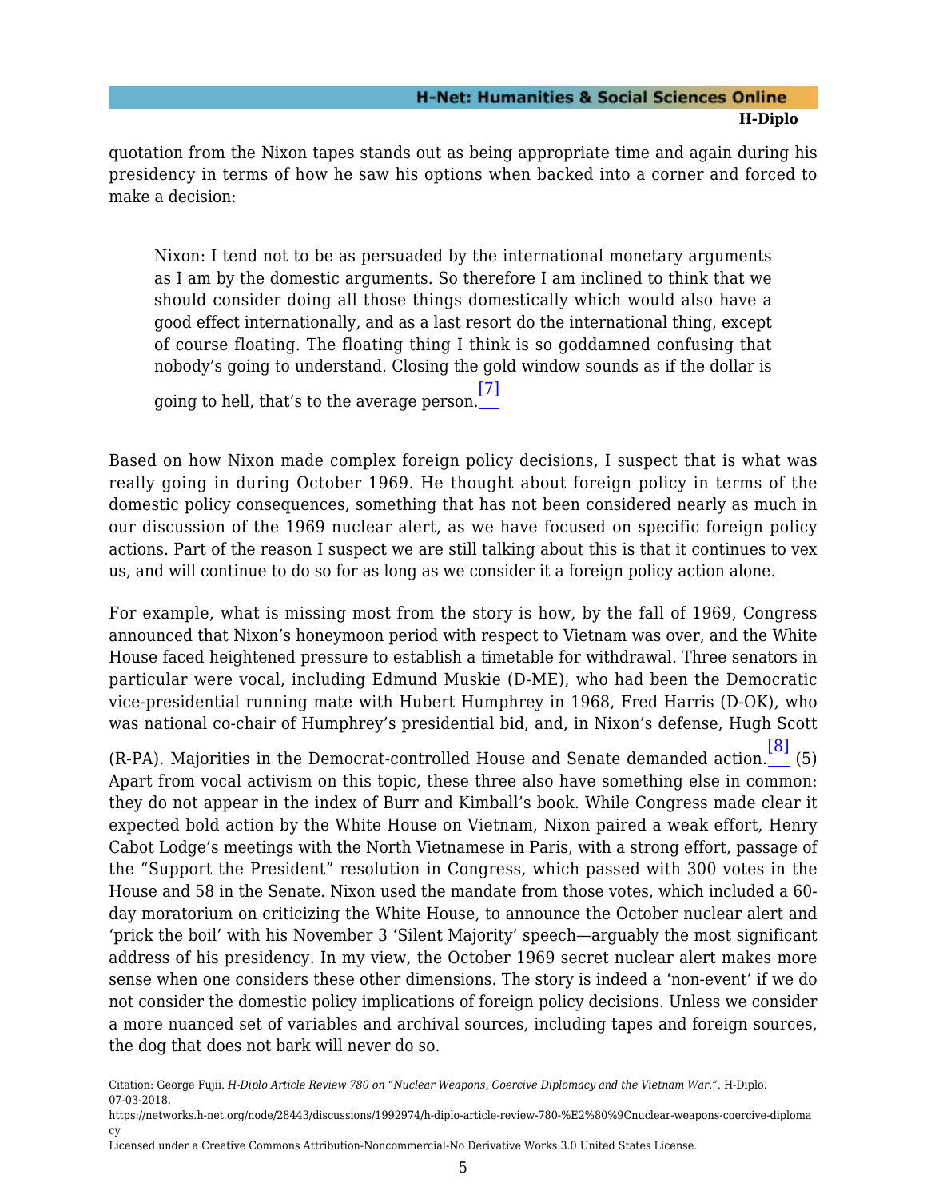quotation from the Nixon tapes stands out as being appropriate time and again during his presidency in terms of how he saw his options when backed into a corner and forced to make a decision:

> Nixon: I tend not to be as persuaded by the international monetary arguments as I am by the domestic arguments. So therefore I am inclined to think that we should consider doing all those things domestically which would also have a good effect internationally, and as a last resort do the international thing, except of course floating. The floating thing I think is so goddamned confusing that nobody's going to understand. Closing the gold window sounds as if the dollar is going to hell, that's to the average person.[7]

Based on how Nixon made complex foreign policy decisions, I suspect that is what was really going in during October 1969. He thought about foreign policy in terms of the domestic policy consequences, something that has not been considered nearly as much in our discussion of the 1969 nuclear alert, as we have focused on specific foreign policy actions. Part of the reason I suspect we are still talking about this is that it continues to vex us, and will continue to do so for as long as we consider it a foreign policy action alone.

For example, what is missing most from the story is how, by the fall of 1969, Congress announced that Nixon's honeymoon period with respect to Vietnam was over, and the White House faced heightened pressure to establish a timetable for withdrawal. Three senators in particular were vocal, including Edmund Muskie (D-ME), who had been the Democratic vice-presidential running mate with Hubert Humphrey in 1968, Fred Harris (D-OK), who was national co-chair of Humphrey's presidential bid, and, in Nixon's defense, Hugh Scott (R-PA). Majorities in the Democrat-controlled House and Senate demanded action.[8] (5) Apart from vocal activism on this topic, these three also have something else in common: they do not appear in the index of Burr and Kimball's book. While Congress made clear it expected bold action by the White House on Vietnam, Nixon paired a weak effort, Henry Cabot Lodge's meetings with the North Vietnamese in Paris, with a strong effort, passage of the "Support the President" resolution in Congress, which passed with 300 votes in the House and 58 in the Senate. Nixon used the mandate from those votes, which included a 60-day moratorium on criticizing the White House, to announce the October nuclear alert and 'prick the boil' with his November 3 'Silent Majority' speech—arguably the most significant address of his presidency. In my view, the October 1969 secret nuclear alert makes more sense when one considers these other dimensions. The story is indeed a 'non-event' if we do not consider the domestic policy implications of foreign policy decisions. Unless we consider a more nuanced set of variables and archival sources, including tapes and foreign sources, the dog that does not bark will never do so.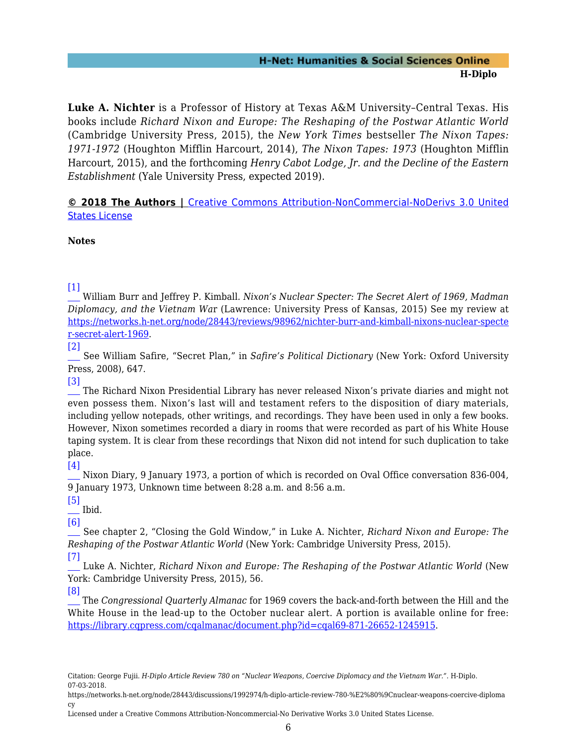**Luke A. Nichter** is a Professor of History at Texas A&M University–Central Texas. His books include *Richard Nixon and Europe: The Reshaping of the Postwar Atlantic World* (Cambridge University Press, 2015), the *New York Times* bestseller *The Nixon Tapes: 1971-1972* (Houghton Mifflin Harcourt, 2014), *The Nixon Tapes: 1973* (Houghton Mifflin Harcourt, 2015), and the forthcoming *Henry Cabot Lodge, Jr. and the Decline of the Eastern Establishment* (Yale University Press, expected 2019).

**© 2018 The Authors |** Creative Commons Attribution-NonCommercial-NoDerivs 3.0 United States License

**Notes**

[1] William Burr and Jeffrey P. Kimball. *Nixon's Nuclear Specter: The Secret Alert of 1969, Madman Diplomacy, and the Vietnam War* (Lawrence: University Press of Kansas, 2015) See my review at https://networks.h-net.org/node/28443/reviews/98962/nichter-burr-and-kimball-nixons-nuclear-specter-secret-alert-1969.

[2] See William Safire, "Secret Plan," in *Safire's Political Dictionary* (New York: Oxford University Press, 2008), 647.

[3] The Richard Nixon Presidential Library has never released Nixon's private diaries and might not even possess them. Nixon's last will and testament refers to the disposition of diary materials, including yellow notepads, other writings, and recordings. They have been used in only a few books. However, Nixon sometimes recorded a diary in rooms that were recorded as part of his White House taping system. It is clear from these recordings that Nixon did not intend for such duplication to take place.

[4] Nixon Diary, 9 January 1973, a portion of which is recorded on Oval Office conversation 836-004, 9 January 1973, Unknown time between 8:28 a.m. and 8:56 a.m.

[5] Ibid.

[6] See chapter 2, "Closing the Gold Window," in Luke A. Nichter, *Richard Nixon and Europe: The Reshaping of the Postwar Atlantic World* (New York: Cambridge University Press, 2015).

[7] Luke A. Nichter, *Richard Nixon and Europe: The Reshaping of the Postwar Atlantic World* (New York: Cambridge University Press, 2015), 56.

[8] The *Congressional Quarterly Almanac* for 1969 covers the back-and-forth between the Hill and the White House in the lead-up to the October nuclear alert. A portion is available online for free: https://library.cqpress.com/cqalmanac/document.php?id=cqal69-871-26652-1245915.